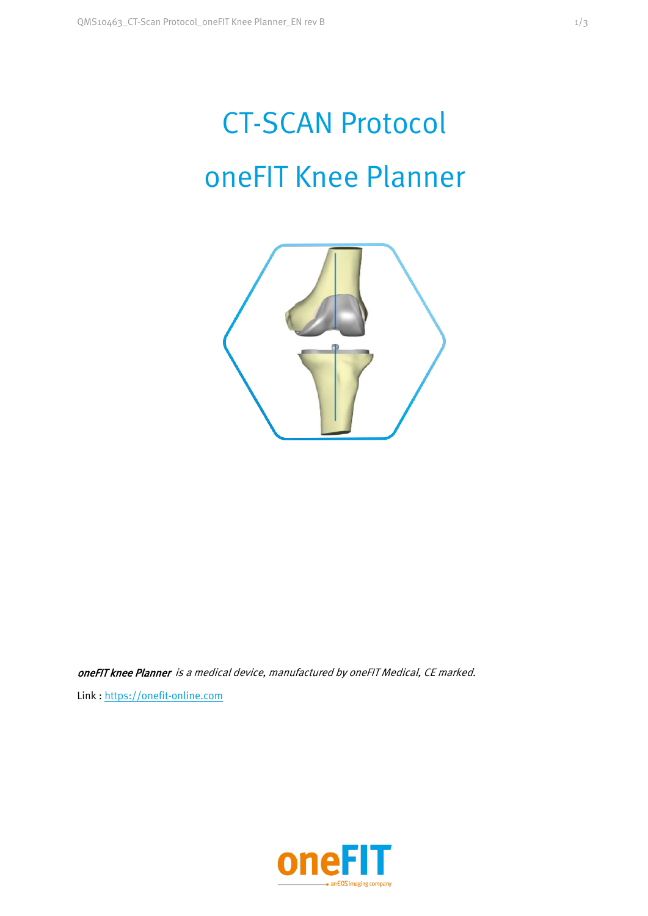# CT-SCAN Protocol

# oneFIT Knee Planner

***oneFIT knee Planner*** *is a medical device, manufactured by oneFIT Medical, CE marked.*

Link : https://onefit-online.com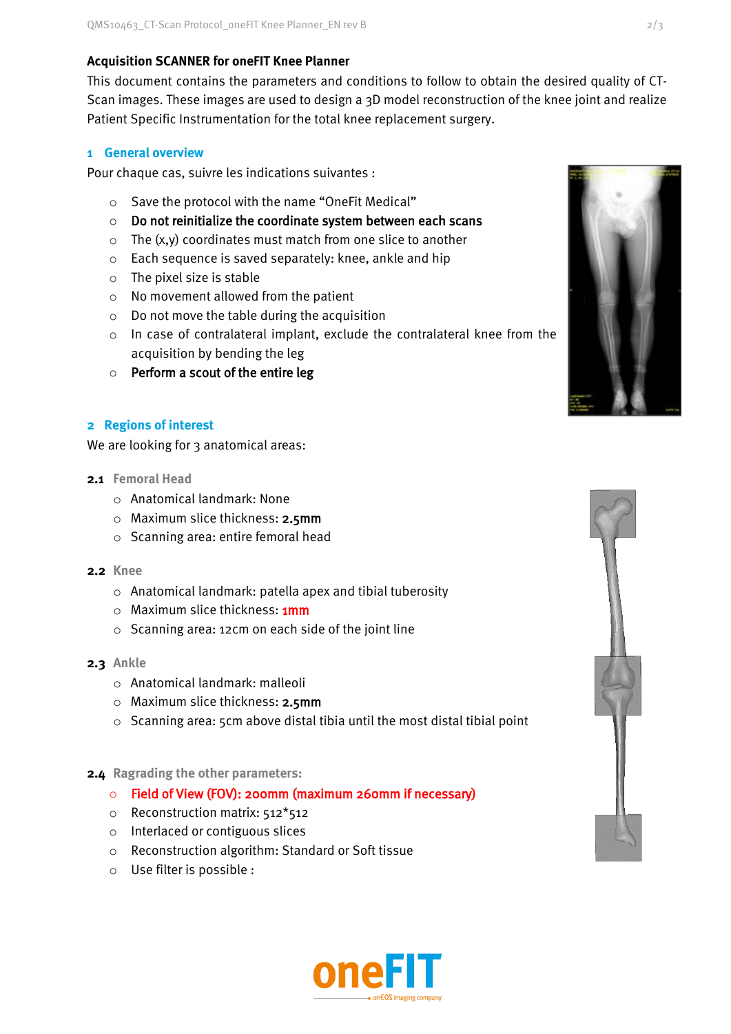**Acquisition SCANNER for oneFIT Knee Planner**

This document contains the parameters and conditions to follow to obtain the desired quality of CT-Scan images. These images are used to design a 3D model reconstruction of the knee joint and realize Patient Specific Instrumentation for the total knee replacement surgery.

## 1 General overview

Pour chaque cas, suivre les indications suivantes :

- Save the protocol with the name “OneFit Medical”
- **Do not reinitialize the coordinate system between each scans**
- The (x,y) coordinates must match from one slice to another
- Each sequence is saved separately: knee, ankle and hip
- The pixel size is stable
- No movement allowed from the patient
- Do not move the table during the acquisition
- In case of contralateral implant, exclude the contralateral knee from the acquisition by bending the leg
- **Perform a scout of the entire leg**

## 2 Regions of interest

We are looking for 3 anatomical areas:

### 2.1 Femoral Head

- Anatomical landmark: None
- Maximum slice thickness: **2.5mm**
- Scanning area: entire femoral head

### 2.2 Knee

- Anatomical landmark: patella apex and tibial tuberosity
- Maximum slice thickness: **1mm**
- Scanning area: 12cm on each side of the joint line

### 2.3 Ankle

- Anatomical landmark: malleoli
- Maximum slice thickness: **2.5mm**
- Scanning area: 5cm above distal tibia until the most distal tibial point

### 2.4 Ragrading the other parameters:

- **Field of View (FOV): 200mm (maximum 260mm if necessary)**
- Reconstruction matrix: 512*512
- Interlaced or contiguous slices
- Reconstruction algorithm: Standard or Soft tissue
- Use filter is possible :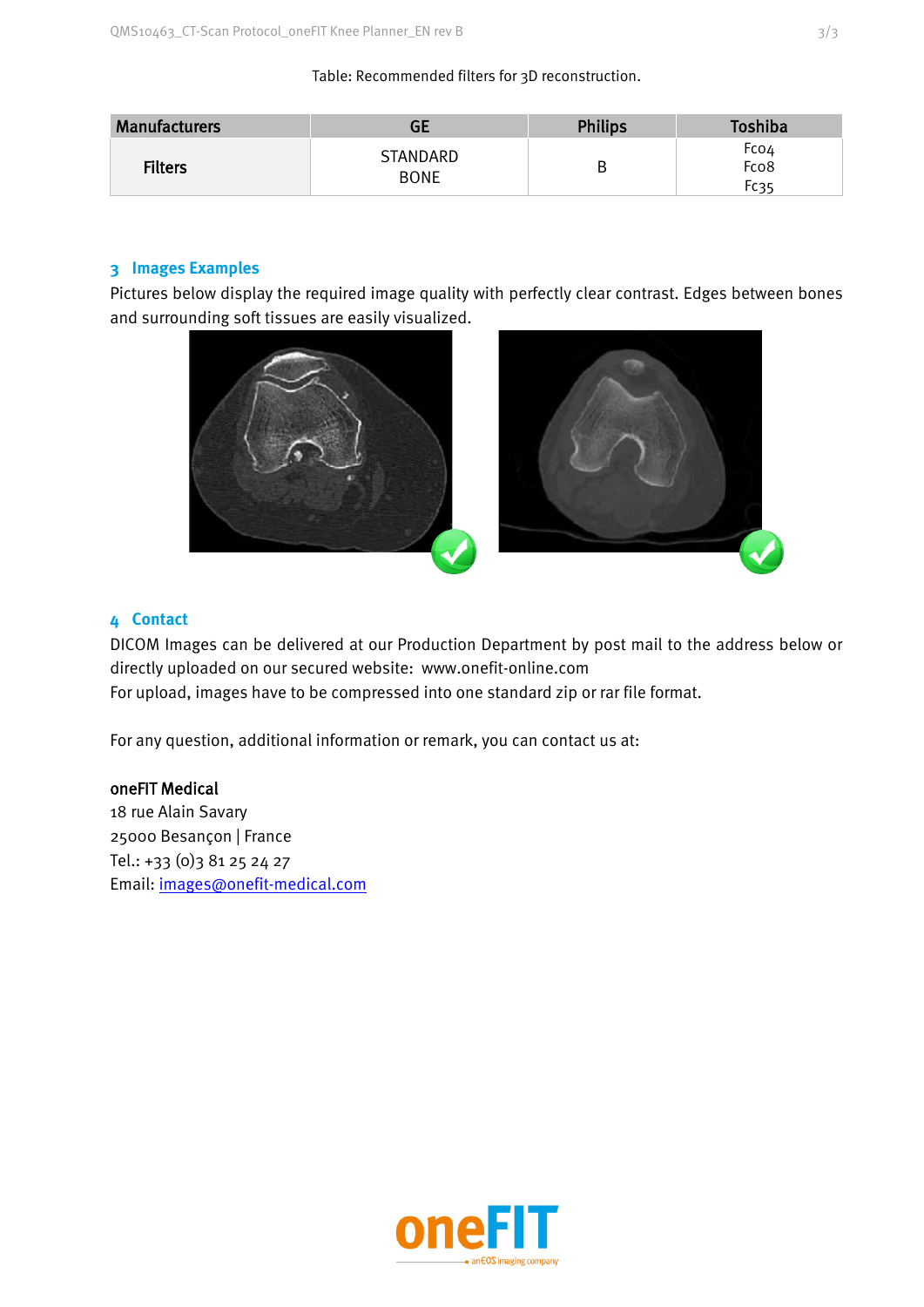Table: Recommended filters for 3D reconstruction.

| Manufacturers | GE | Philips | Toshiba |
|---|---|---|---|
| **Filters** | STANDARD<br>BONE | B | Fc04<br>Fc08<br>Fc35 |

## 3 Images Examples

Pictures below display the required image quality with perfectly clear contrast. Edges between bones and surrounding soft tissues are easily visualized.

## 4 Contact

DICOM Images can be delivered at our Production Department by post mail to the address below or directly uploaded on our secured website: www.onefit-online.com

For upload, images have to be compressed into one standard zip or rar file format.

For any question, additional information or remark, you can contact us at:

**oneFIT Medical**
18 rue Alain Savary
25000 Besançon | France
Tel.: +33 (0)3 81 25 24 27
Email: images@onefit-medical.com

oneFIT
an EOS imaging company